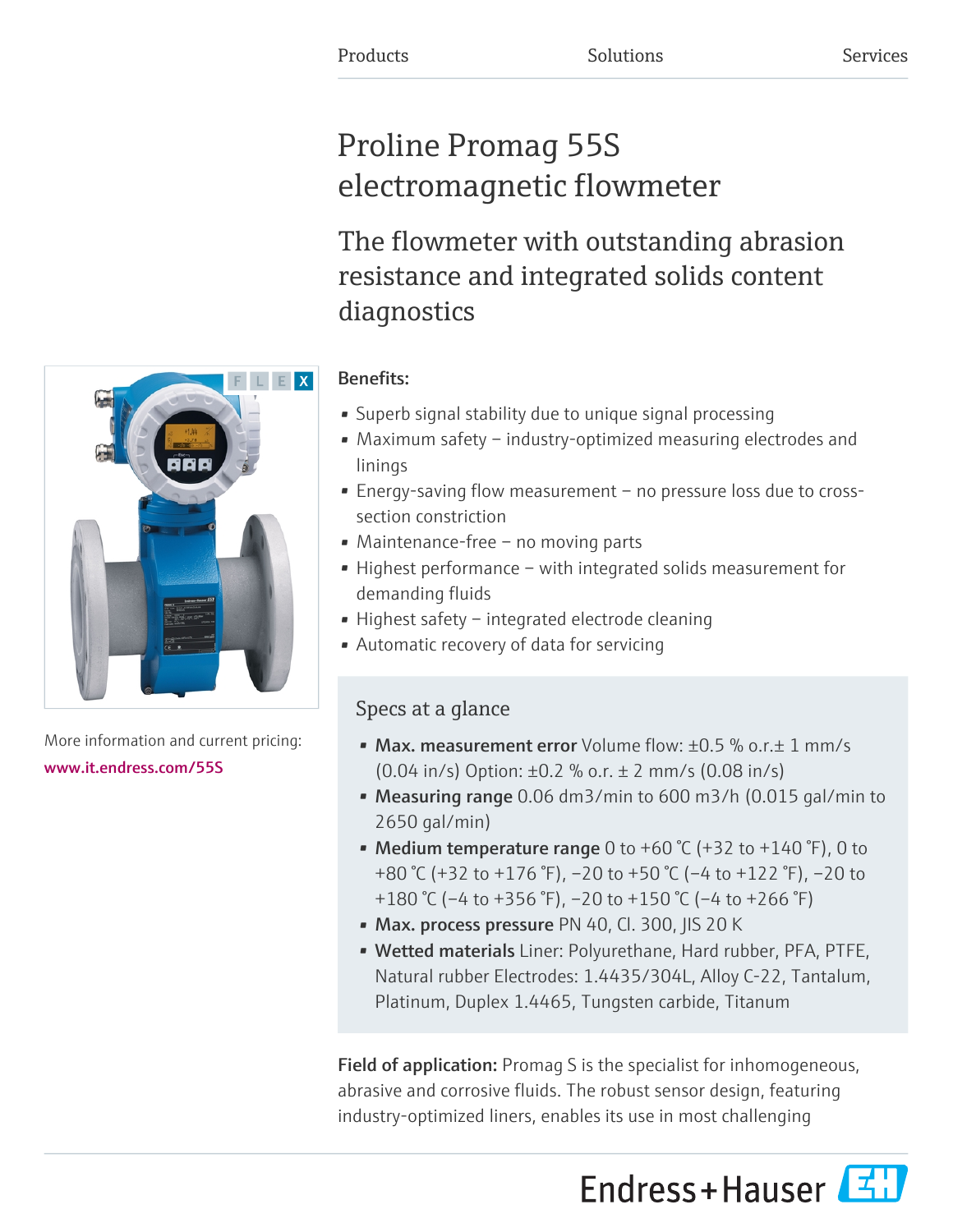Products Solutions Services

# Proline Promag 55S electromagnetic flowmeter

## The flowmeter with outstanding abrasion resistance and integrated solids content diagnostics

More information and current pricing:
www.it.endress.com/55S

**Benefits:**

- Superb signal stability due to unique signal processing
- Maximum safety – industry-optimized measuring electrodes and linings
- Energy-saving flow measurement – no pressure loss due to cross-section constriction
- Maintenance-free – no moving parts
- Highest performance – with integrated solids measurement for demanding fluids
- Highest safety – integrated electrode cleaning
- Automatic recovery of data for servicing

### Specs at a glance

- **Max. measurement error** Volume flow: ±0.5 % o.r.± 1 mm/s (0.04 in/s) Option: ±0.2 % o.r. ± 2 mm/s (0.08 in/s)
- **Measuring range** 0.06 dm3/min to 600 m3/h (0.015 gal/min to 2650 gal/min)
- **Medium temperature range** 0 to +60 °C (+32 to +140 °F), 0 to +80 °C (+32 to +176 °F), –20 to +50 °C (–4 to +122 °F), –20 to +180 °C (–4 to +356 °F), –20 to +150 °C (–4 to +266 °F)
- **Max. process pressure** PN 40, Cl. 300, JIS 20 K
- **Wetted materials** Liner: Polyurethane, Hard rubber, PFA, PTFE, Natural rubber Electrodes: 1.4435/304L, Alloy C-22, Tantalum, Platinum, Duplex 1.4465, Tungsten carbide, Titanum

**Field of application:** Promag S is the specialist for inhomogeneous, abrasive and corrosive fluids. The robust sensor design, featuring industry-optimized liners, enables its use in most challenging

Endress+Hauser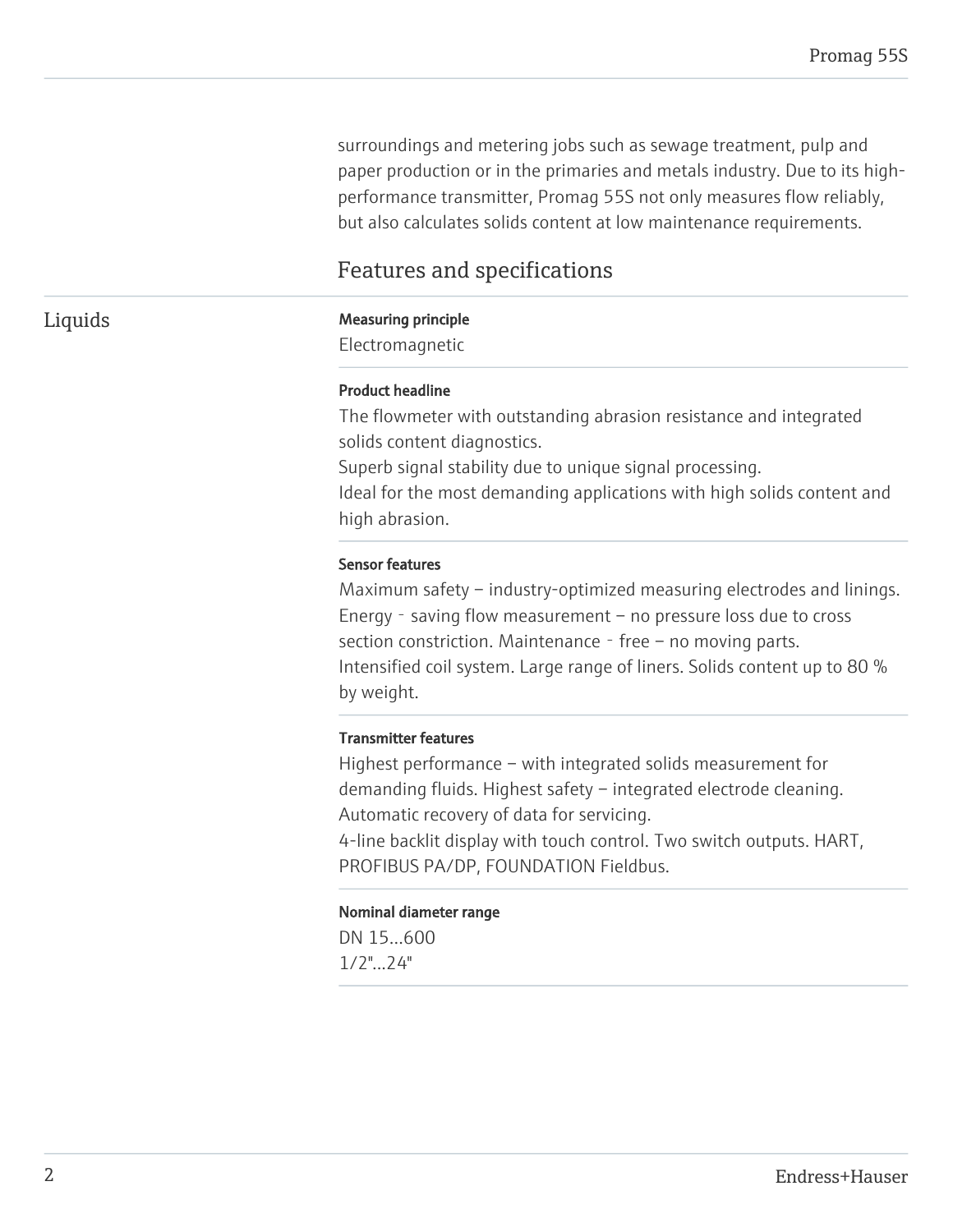surroundings and metering jobs such as sewage treatment, pulp and paper production or in the primaries and metals industry. Due to its high-performance transmitter, Promag 55S not only measures flow reliably, but also calculates solids content at low maintenance requirements.

## Features and specifications

### Liquids

**Measuring principle**

Electromagnetic

**Product headline**

The flowmeter with outstanding abrasion resistance and integrated solids content diagnostics.
Superb signal stability due to unique signal processing.
Ideal for the most demanding applications with high solids content and high abrasion.

**Sensor features**

Maximum safety – industry-optimized measuring electrodes and linings. Energy - saving flow measurement – no pressure loss due to cross section constriction. Maintenance - free – no moving parts.
Intensified coil system. Large range of liners. Solids content up to 80 % by weight.

**Transmitter features**

Highest performance – with integrated solids measurement for demanding fluids. Highest safety – integrated electrode cleaning. Automatic recovery of data for servicing.
4-line backlit display with touch control. Two switch outputs. HART, PROFIBUS PA/DP, FOUNDATION Fieldbus.

**Nominal diameter range**

DN 15...600
1/2"...24"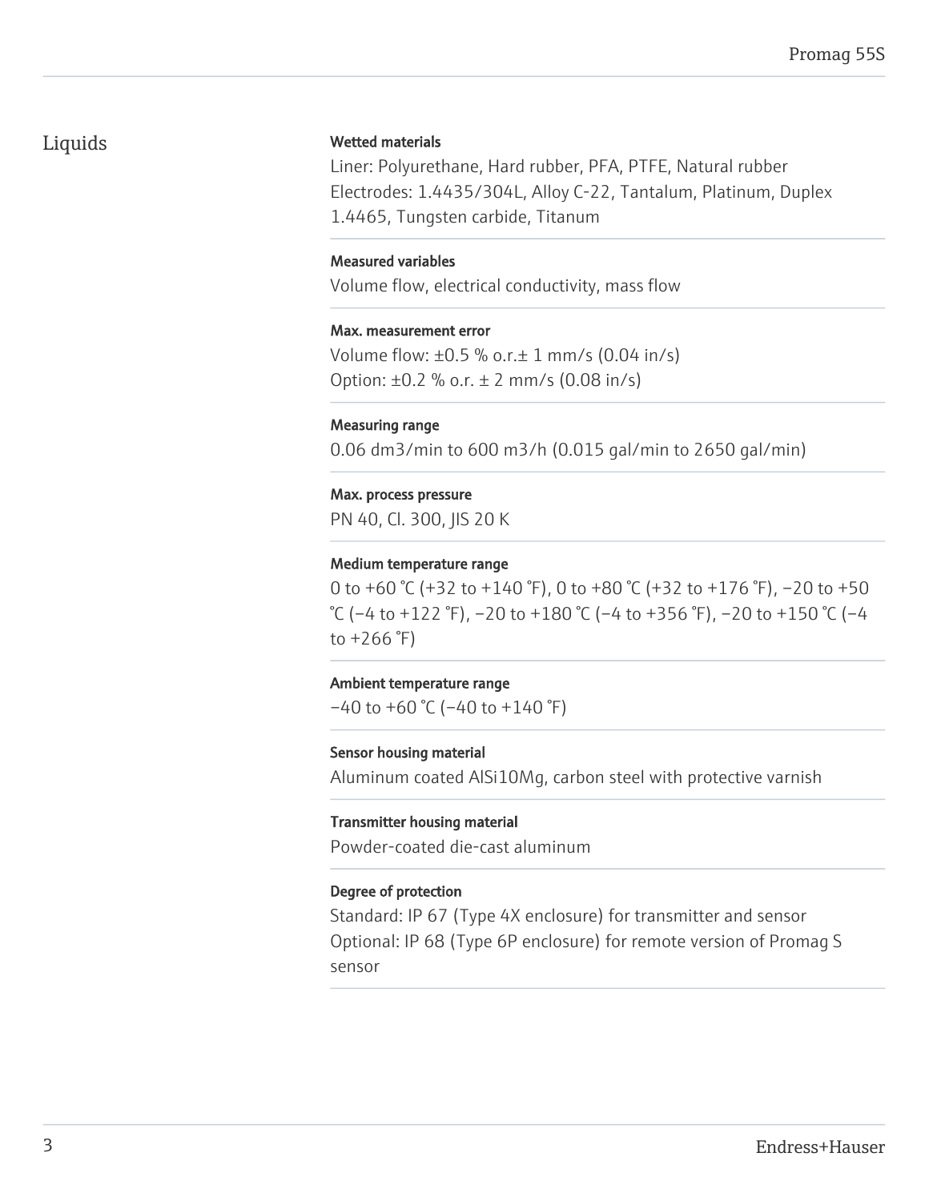## Liquids

**Wetted materials**

Liner: Polyurethane, Hard rubber, PFA, PTFE, Natural rubber
Electrodes: 1.4435/304L, Alloy C-22, Tantalum, Platinum, Duplex 1.4465, Tungsten carbide, Titanum

**Measured variables**

Volume flow, electrical conductivity, mass flow

**Max. measurement error**

Volume flow: ±0.5 % o.r.± 1 mm/s (0.04 in/s)
Option: ±0.2 % o.r. ± 2 mm/s (0.08 in/s)

**Measuring range**

0.06 dm3/min to 600 m3/h (0.015 gal/min to 2650 gal/min)

**Max. process pressure**

PN 40, Cl. 300, JIS 20 K

**Medium temperature range**

0 to +60 °C (+32 to +140 °F), 0 to +80 °C (+32 to +176 °F), −20 to +50 °C (−4 to +122 °F), −20 to +180 °C (−4 to +356 °F), −20 to +150 °C (−4 to +266 °F)

**Ambient temperature range**

−40 to +60 °C (−40 to +140 °F)

**Sensor housing material**

Aluminum coated AlSi10Mg, carbon steel with protective varnish

**Transmitter housing material**

Powder-coated die-cast aluminum

**Degree of protection**

Standard: IP 67 (Type 4X enclosure) for transmitter and sensor
Optional: IP 68 (Type 6P enclosure) for remote version of Promag S sensor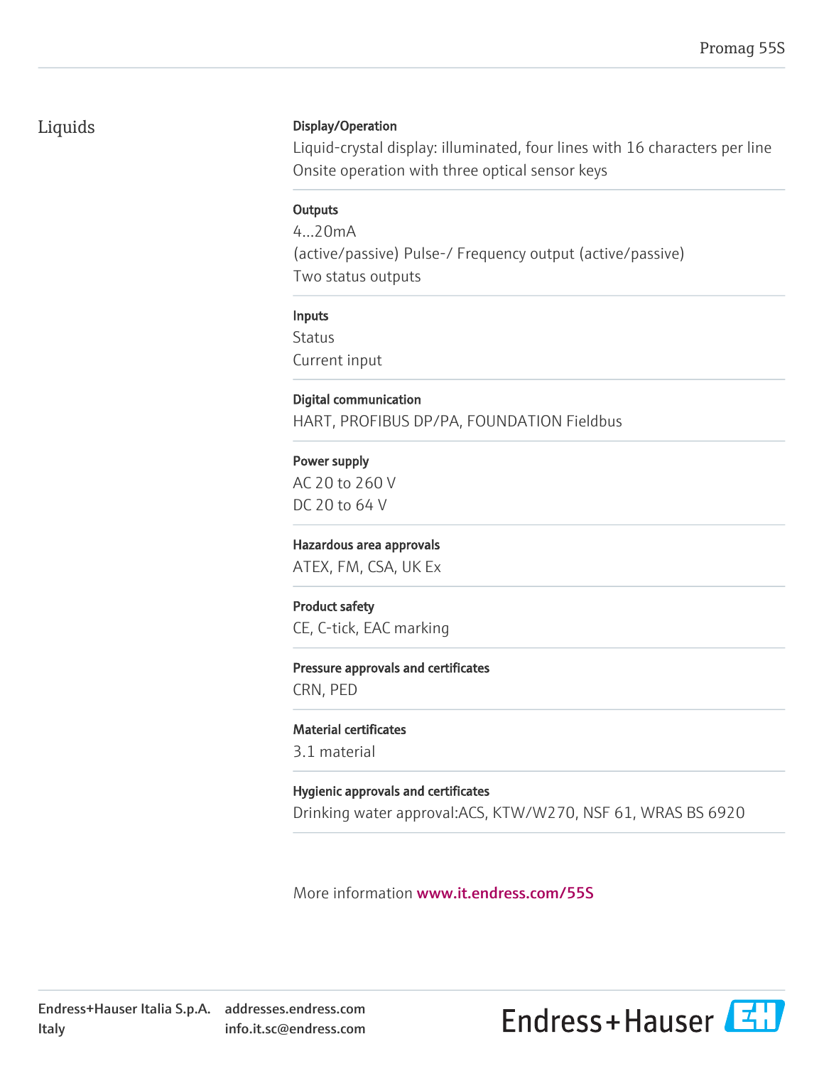## Liquids

**Display/Operation**

Liquid-crystal display: illuminated, four lines with 16 characters per line
Onsite operation with three optical sensor keys

**Outputs**

4...20mA
(active/passive) Pulse-/ Frequency output (active/passive)
Two status outputs

**Inputs**

Status
Current input

**Digital communication**

HART, PROFIBUS DP/PA, FOUNDATION Fieldbus

**Power supply**

AC 20 to 260 V
DC 20 to 64 V

**Hazardous area approvals**

ATEX, FM, CSA, UK Ex

**Product safety**

CE, C-tick, EAC marking

**Pressure approvals and certificates**

CRN, PED

**Material certificates**

3.1 material

**Hygienic approvals and certificates**

Drinking water approval:ACS, KTW/W270, NSF 61, WRAS BS 6920

More information **www.it.endress.com/55S**

Endress+Hauser Italia S.p.A.
Italy

addresses.endress.com
info.it.sc@endress.com